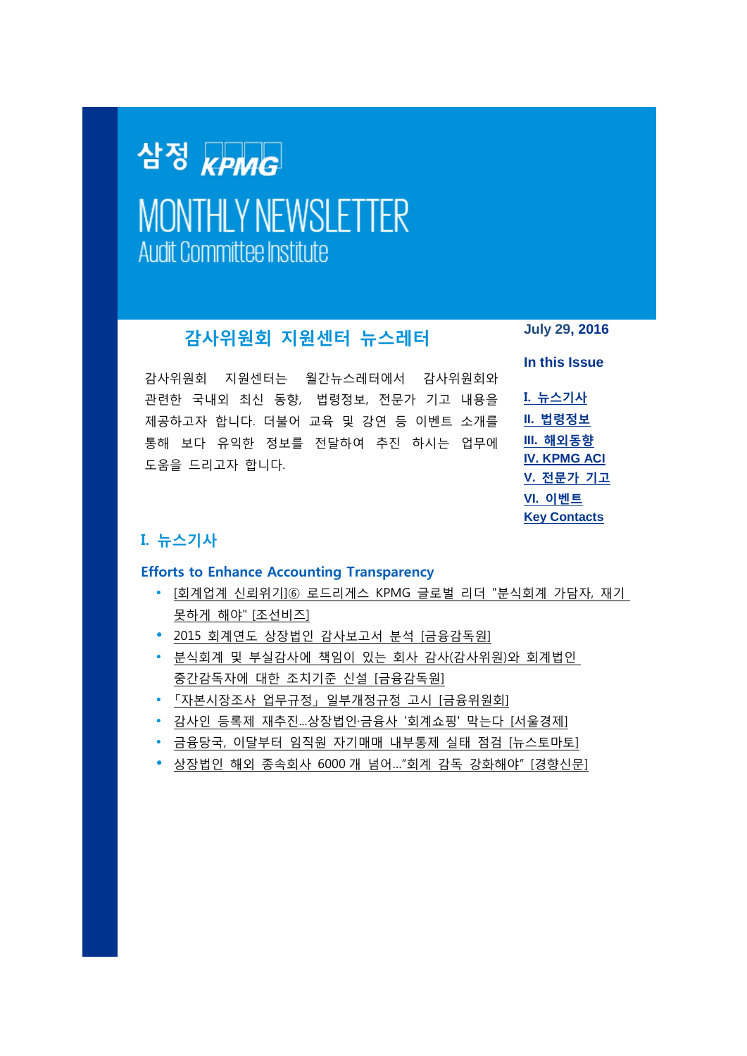삼정 KPMG

# MONTHLY NEWSLETTER

Audit Committee Institute

## 감사위원회 지원센터 뉴스레터

July 29, 2016

감사위원회 지원센터는 월간뉴스레터에서 감사위원회와 관련한 국내외 최신 동향, 법령정보, 전문가 기고 내용을 제공하고자 합니다. 더불어 교육 및 강연 등 이벤트 소개를 통해 보다 유익한 정보를 전달하여 추진 하시는 업무에 도움을 드리고자 합니다.

**In this Issue**

- I. 뉴스기사
- II. 법령정보
- III. 해외동향
- IV. KPMG ACI
- V. 전문가 기고
- VI. 이벤트
- Key Contacts

## I. 뉴스기사

### Efforts to Enhance Accounting Transparency

- [회계업계 신뢰위기]⑥ 로드리게스 KPMG 글로벌 리더 "분식회계 가담자, 재기 못하게 해야" [조선비즈]
- 2015 회계연도 상장법인 감사보고서 분석 [금융감독원]
- 분식회계 및 부실감사에 책임이 있는 회사 감사(감사위원)와 회계법인 중간감독자에 대한 조치기준 신설 [금융감독원]
- 「자본시장조사 업무규정」 일부개정규정 고시 [금융위원회]
- 감사인 등록제 재추진...상장법인·금융사 '회계쇼핑' 막는다 [서울경제]
- 금융당국, 이달부터 임직원 자기매매 내부통제 실태 점검 [뉴스토마토]
- 상장법인 해외 종속회사 6000 개 넘어..."회계 감독 강화해야" [경향신문]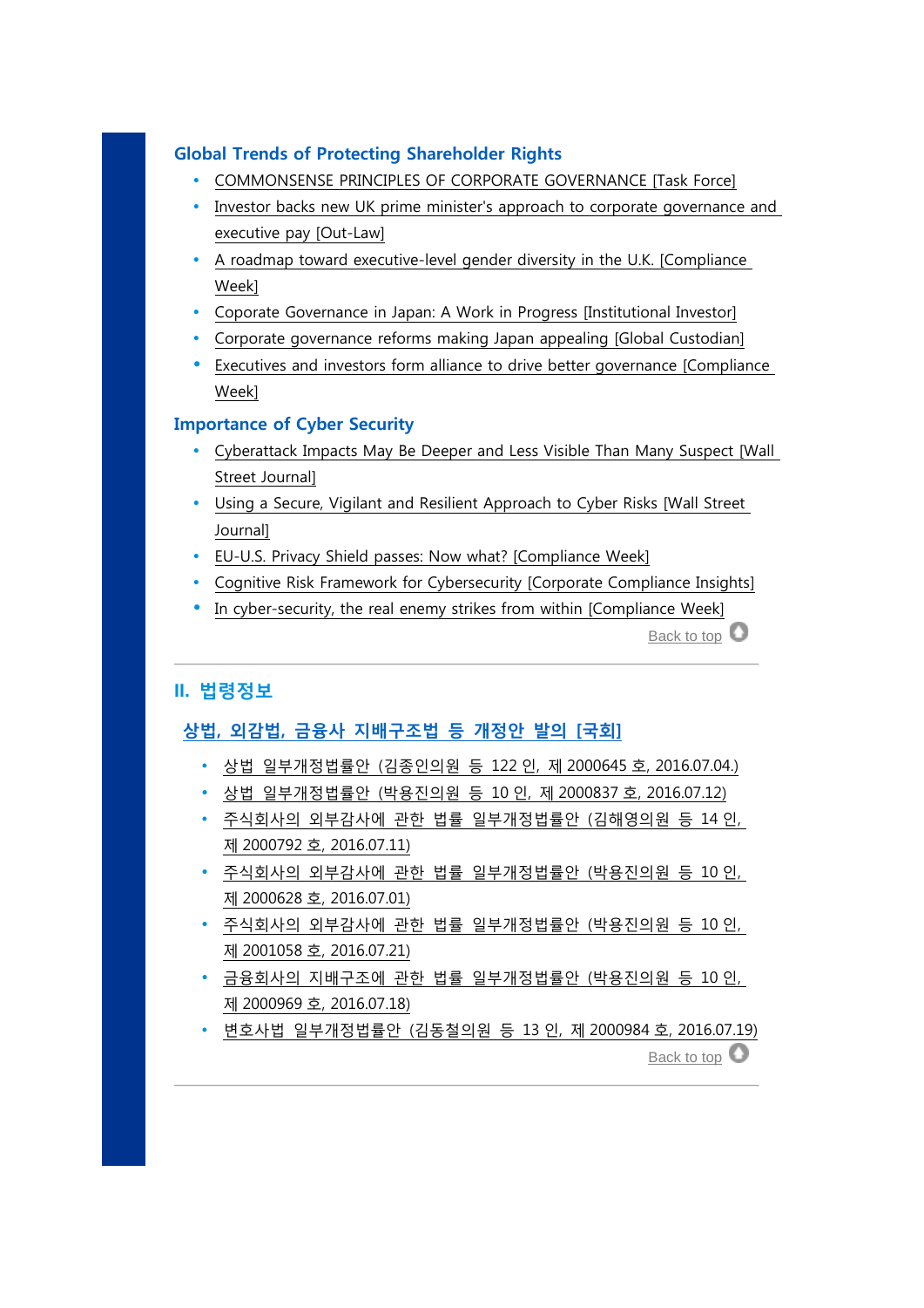### Global Trends of Protecting Shareholder Rights

- COMMONSENSE PRINCIPLES OF CORPORATE GOVERNANCE [Task Force]
- Investor backs new UK prime minister's approach to corporate governance and executive pay [Out-Law]
- A roadmap toward executive-level gender diversity in the U.K. [Compliance Week]
- Coporate Governance in Japan: A Work in Progress [Institutional Investor]
- Corporate governance reforms making Japan appealing [Global Custodian]
- Executives and investors form alliance to drive better governance [Compliance Week]

### Importance of Cyber Security

- Cyberattack Impacts May Be Deeper and Less Visible Than Many Suspect [Wall Street Journal]
- Using a Secure, Vigilant and Resilient Approach to Cyber Risks [Wall Street Journal]
- EU-U.S. Privacy Shield passes: Now what? [Compliance Week]
- Cognitive Risk Framework for Cybersecurity [Corporate Compliance Insights]
- In cyber-security, the real enemy strikes from within [Compliance Week]

Back to top

---

## II. 법령정보

### 상법, 외감법, 금융사 지배구조법 등 개정안 발의 [국회]

- 상법 일부개정법률안 (김종인의원 등 122 인, 제 2000645 호, 2016.07.04.)
- 상법 일부개정법률안 (박용진의원 등 10 인, 제 2000837 호, 2016.07.12)
- 주식회사의 외부감사에 관한 법률 일부개정법률안 (김해영의원 등 14 인, 제 2000792 호, 2016.07.11)
- 주식회사의 외부감사에 관한 법률 일부개정법률안 (박용진의원 등 10 인, 제 2000628 호, 2016.07.01)
- 주식회사의 외부감사에 관한 법률 일부개정법률안 (박용진의원 등 10 인, 제 2001058 호, 2016.07.21)
- 금융회사의 지배구조에 관한 법률 일부개정법률안 (박용진의원 등 10 인, 제 2000969 호, 2016.07.18)
- 변호사법 일부개정법률안 (김동철의원 등 13 인, 제 2000984 호, 2016.07.19)

Back to top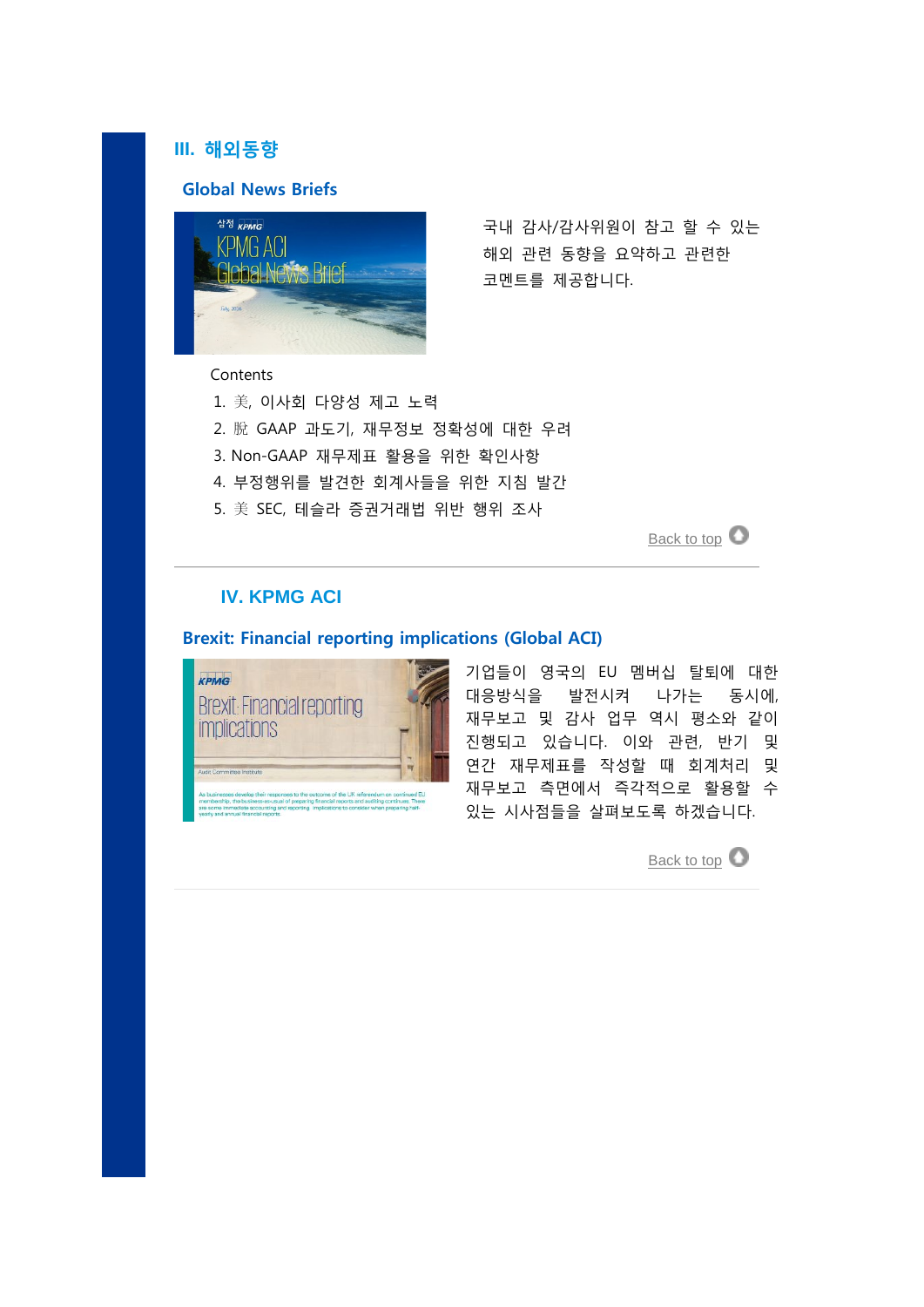## III. 해외동향

### Global News Briefs

국내 감사/감사위원이 참고 할 수 있는 해외 관련 동향을 요약하고 관련한 코멘트를 제공합니다.

Contents

1. 美, 이사회 다양성 제고 노력
2. 脫 GAAP 과도기, 재무정보 정확성에 대한 우려
3. Non-GAAP 재무제표 활용을 위한 확인사항
4. 부정행위를 발견한 회계사들을 위한 지침 발간
5. 美 SEC, 테슬라 증권거래법 위반 행위 조사

Back to top

## IV. KPMG ACI

### Brexit: Financial reporting implications (Global ACI)

기업들이 영국의 EU 멤버십 탈퇴에 대한 대응방식을 발전시켜 나가는 동시에, 재무보고 및 감사 업무 역시 평소와 같이 진행되고 있습니다. 이와 관련, 반기 및 연간 재무제표를 작성할 때 회계처리 및 재무보고 측면에서 즉각적으로 활용할 수 있는 시사점들을 살펴보도록 하겠습니다.

Back to top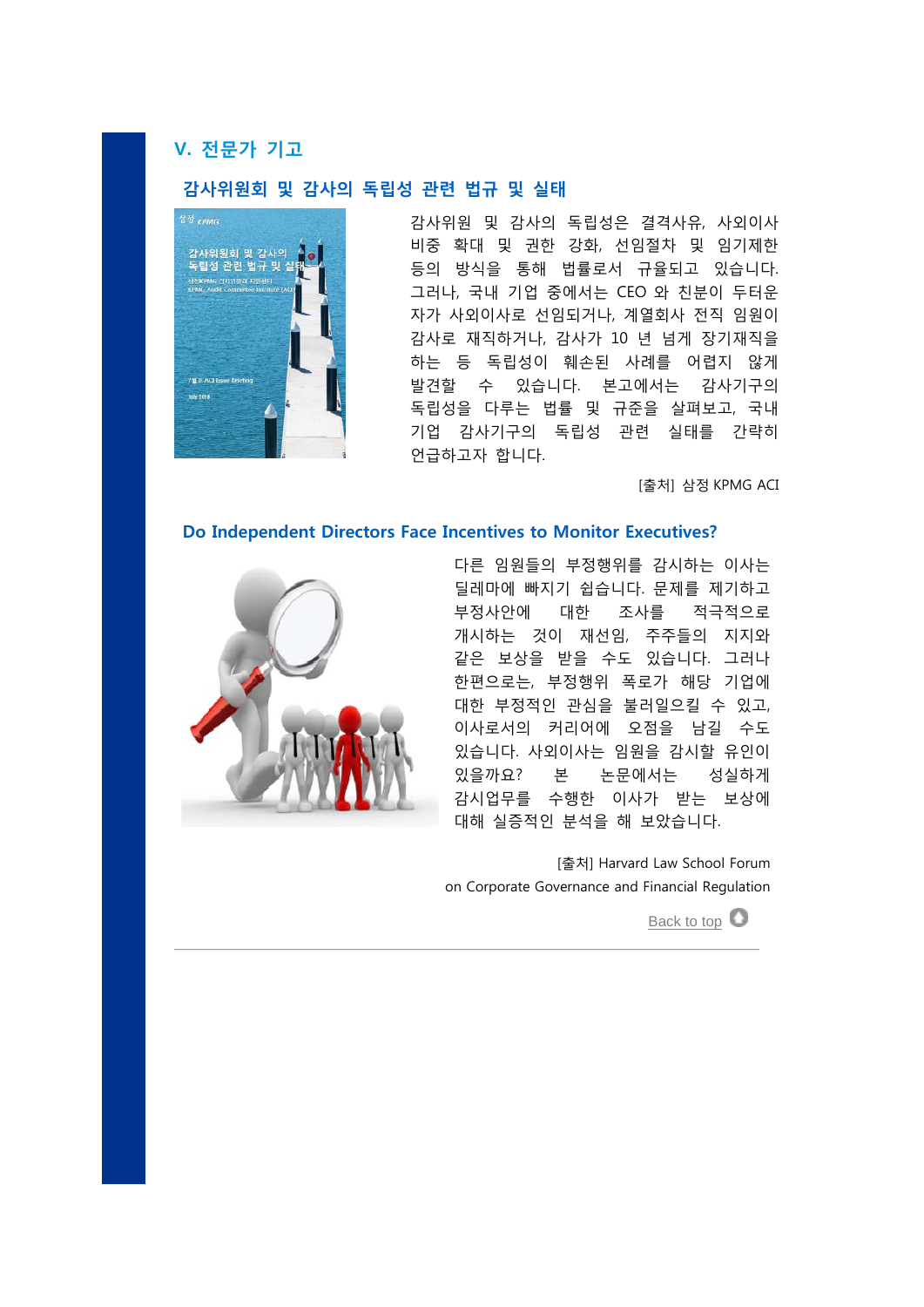## V. 전문가 기고

### 감사위원회 및 감사의 독립성 관련 법규 및 실태

감사위원 및 감사의 독립성은 결격사유, 사외이사 비중 확대 및 권한 강화, 선임절차 및 임기제한 등의 방식을 통해 법률로서 규율되고 있습니다. 그러나, 국내 기업 중에서는 CEO 와 친분이 두터운 자가 사외이사로 선임되거나, 계열회사 전직 임원이 감사로 재직하거나, 감사가 10 년 넘게 장기재직을 하는 등 독립성이 훼손된 사례를 어렵지 않게 발견할 수 있습니다. 본고에서는 감사기구의 독립성을 다루는 법률 및 규준을 살펴보고, 국내 기업 감사기구의 독립성 관련 실태를 간략히 언급하고자 합니다.

[출처] 삼정 KPMG ACI

### Do Independent Directors Face Incentives to Monitor Executives?

다른 임원들의 부정행위를 감시하는 이사는 딜레마에 빠지기 쉽습니다. 문제를 제기하고 부정사안에 대한 조사를 적극적으로 개시하는 것이 재선임, 주주들의 지지와 같은 보상을 받을 수도 있습니다. 그러나 한편으로는, 부정행위 폭로가 해당 기업에 대한 부정적인 관심을 불러일으킬 수 있고, 이사로서의 커리어에 오점을 남길 수도 있습니다. 사외이사는 임원을 감시할 유인이 있을까요? 본 논문에서는 성실하게 감시업무를 수행한 이사가 받는 보상에 대해 실증적인 분석을 해 보았습니다.

[출처] Harvard Law School Forum on Corporate Governance and Financial Regulation

Back to top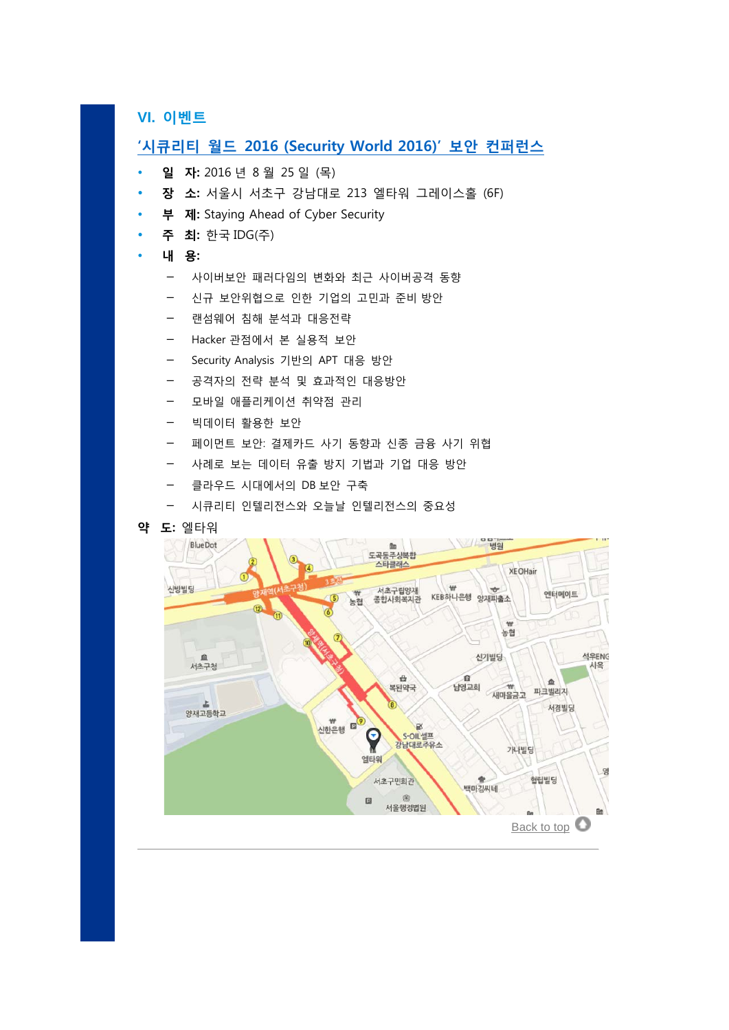## VI. 이벤트

### '시큐리티 월드 2016 (Security World 2016)' 보안 컨퍼런스

- **일 자:** 2016 년 8 월 25 일 (목)
- **장 소:** 서울시 서초구 강남대로 213 엘타워 그레이스홀 (6F)
- **부 제:** Staying Ahead of Cyber Security
- **주 최:** 한국 IDG(주)
- **내 용:**
  - 사이버보안 패러다임의 변화와 최근 사이버공격 동향
  - 신규 보안위협으로 인한 기업의 고민과 준비 방안
  - 랜섬웨어 침해 분석과 대응전략
  - Hacker 관점에서 본 실용적 보안
  - Security Analysis 기반의 APT 대응 방안
  - 공격자의 전략 분석 및 효과적인 대응방안
  - 모바일 애플리케이션 취약점 관리
  - 빅데이터 활용한 보안
  - 페이먼트 보안: 결제카드 사기 동향과 신종 금융 사기 위협
  - 사례로 보는 데이터 유출 방지 기법과 기업 대응 방안
  - 클라우드 시대에서의 DB 보안 구축
  - 시큐리티 인텔리전스와 오늘날 인텔리전스의 중요성

**약 도:** 엘타워

Back to top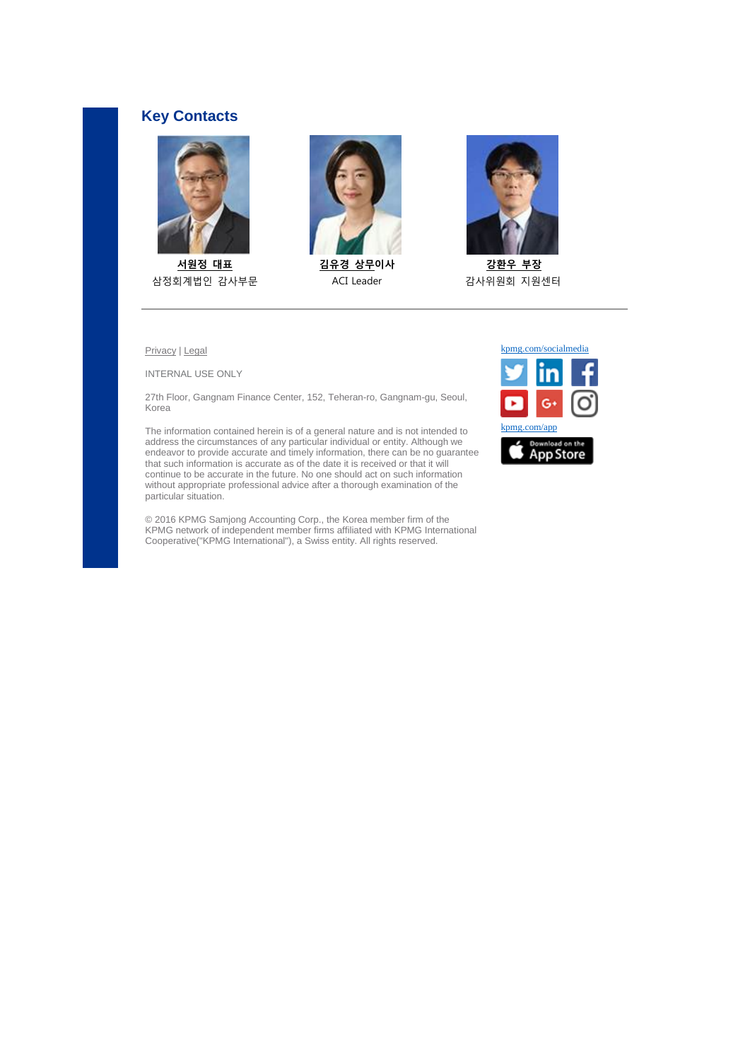## Key Contacts

**서원정 대표**
삼정회계법인 감사부문

**김유경 상무이사**
ACI Leader

**강환우 부장**
감사위원회 지원센터

---

Privacy | Legal

INTERNAL USE ONLY

27th Floor, Gangnam Finance Center, 152, Teheran-ro, Gangnam-gu, Seoul, Korea

The information contained herein is of a general nature and is not intended to address the circumstances of any particular individual or entity. Although we endeavor to provide accurate and timely information, there can be no guarantee that such information is accurate as of the date it is received or that it will continue to be accurate in the future. No one should act on such information without appropriate professional advice after a thorough examination of the particular situation.

© 2016 KPMG Samjong Accounting Corp., the Korea member firm of the KPMG network of independent member firms affiliated with KPMG International Cooperative("KPMG International"), a Swiss entity. All rights reserved.

kpmg.com/socialmedia

kpmg.com/app

Download on the App Store